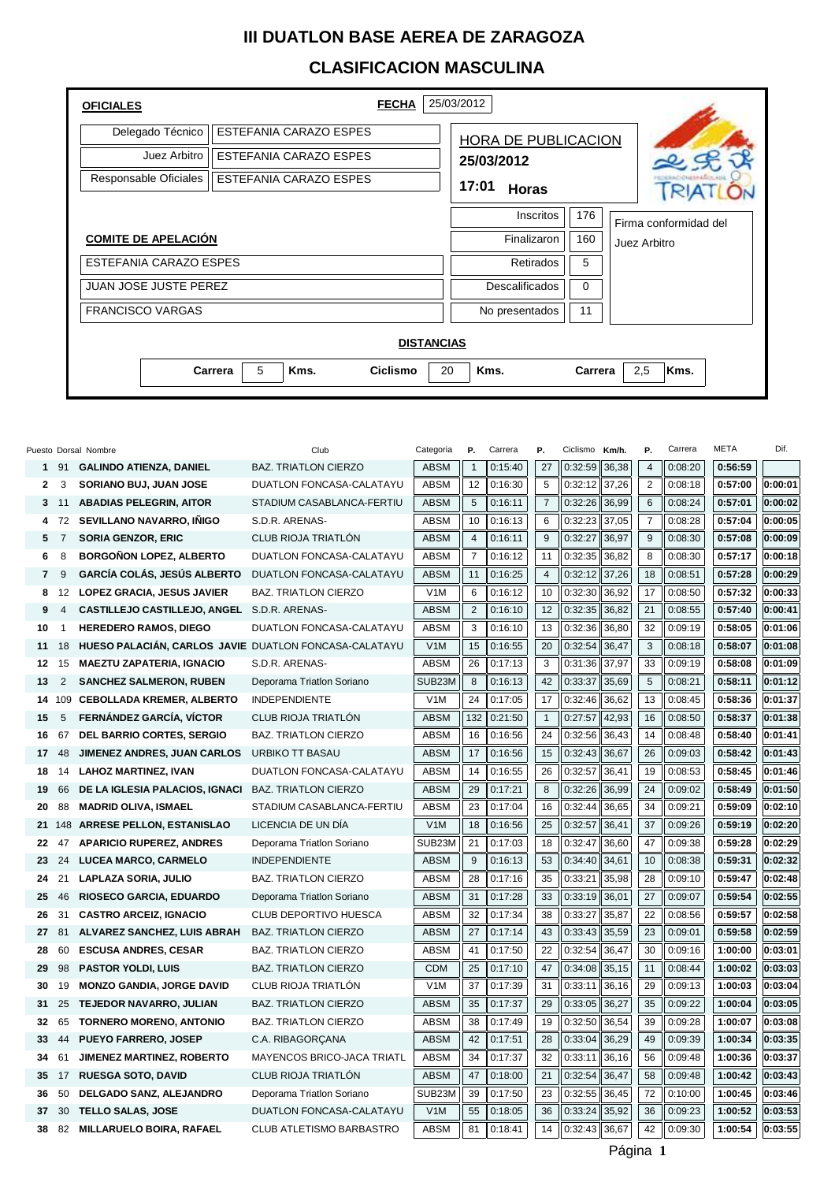# III DUATLON BASE AEREA DE ZARAGOZA

## CLASIFICACION MASCULINA

**OFICIALES** **FECHA** 25/03/2012

| | |
|---|---|
| Delegado Técnico | ESTEFANIA CARAZO ESPES |
| Juez Arbitro | ESTEFANIA CARAZO ESPES |
| Responsable Oficiales | ESTEFANIA CARAZO ESPES |

HORA DE PUBLICACION
25/03/2012
17:01 **Horas**

| | |
|---|---|
| Inscritos | 176 |
| Finalizaron | 160 |
| Retirados | 5 |
| Descalificados | 0 |
| No presentados | 11 |

Firma conformidad del Juez Arbitro

**COMITE DE APELACIÓN**

ESTEFANIA CARAZO ESPES
JUAN JOSE JUSTE PEREZ
FRANCISCO VARGAS

**DISTANCIAS**

**Carrera** 5 **Kms.** **Ciclismo** 20 **Kms.** **Carrera** 2,5 **Kms.**

| Puesto | Dorsal | Nombre | Club | Categoria | P. | Carrera | P. | Ciclismo | Km/h. | P. | Carrera | META | Dif. |
|---|---|---|---|---|---|---|---|---|---|---|---|---|---|
| 1 | 91 | GALINDO ATIENZA, DANIEL | BAZ. TRIATLON CIERZO | ABSM | 1 | 0:15:40 | 27 | 0:32:59 | 36,38 | 4 | 0:08:20 | 0:56:59 | |
| 2 | 3 | SORIANO BUJ, JUAN JOSE | DUATLON FONCASA-CALATAYU | ABSM | 12 | 0:16:30 | 5 | 0:32:12 | 37,26 | 2 | 0:08:18 | 0:57:00 | 0:00:01 |
| 3 | 11 | ABADIAS PELEGRIN, AITOR | STADIUM CASABLANCA-FERTIU | ABSM | 5 | 0:16:11 | 7 | 0:32:26 | 36,99 | 6 | 0:08:24 | 0:57:01 | 0:00:02 |
| 4 | 72 | SEVILLANO NAVARRO, IÑIGO | S.D.R. ARENAS- | ABSM | 10 | 0:16:13 | 6 | 0:32:23 | 37,05 | 7 | 0:08:28 | 0:57:04 | 0:00:05 |
| 5 | 7 | SORIA GENZOR, ERIC | CLUB RIOJA TRIATLÓN | ABSM | 4 | 0:16:11 | 9 | 0:32:27 | 36,97 | 9 | 0:08:30 | 0:57:08 | 0:00:09 |
| 6 | 8 | BORGOÑON LOPEZ, ALBERTO | DUATLON FONCASA-CALATAYU | ABSM | 7 | 0:16:12 | 11 | 0:32:35 | 36,82 | 8 | 0:08:30 | 0:57:17 | 0:00:18 |
| 7 | 9 | GARCÍA COLÁS, JESÚS ALBERTO | DUATLON FONCASA-CALATAYU | ABSM | 11 | 0:16:25 | 4 | 0:32:12 | 37,26 | 18 | 0:08:51 | 0:57:28 | 0:00:29 |
| 8 | 12 | LOPEZ GRACIA, JESUS JAVIER | BAZ. TRIATLON CIERZO | V1M | 6 | 0:16:12 | 10 | 0:32:30 | 36,92 | 17 | 0:08:50 | 0:57:32 | 0:00:33 |
| 9 | 4 | CASTILLEJO CASTILLEJO, ANGEL | S.D.R. ARENAS- | ABSM | 2 | 0:16:10 | 12 | 0:32:35 | 36,82 | 21 | 0:08:55 | 0:57:40 | 0:00:41 |
| 10 | 1 | HEREDERO RAMOS, DIEGO | DUATLON FONCASA-CALATAYU | ABSM | 3 | 0:16:10 | 13 | 0:32:36 | 36,80 | 32 | 0:09:19 | 0:58:05 | 0:01:06 |
| 11 | 18 | HUESO PALACIÁN, CARLOS JAVIE | DUATLON FONCASA-CALATAYU | V1M | 15 | 0:16:55 | 20 | 0:32:54 | 36,47 | 3 | 0:08:18 | 0:58:07 | 0:01:08 |
| 12 | 15 | MAEZTU ZAPATERIA, IGNACIO | S.D.R. ARENAS- | ABSM | 26 | 0:17:13 | 3 | 0:31:36 | 37,97 | 33 | 0:09:19 | 0:58:08 | 0:01:09 |
| 13 | 2 | SANCHEZ SALMERON, RUBEN | Deporama Triatlon Soriano | SUB23M | 8 | 0:16:13 | 42 | 0:33:37 | 35,69 | 5 | 0:08:21 | 0:58:11 | 0:01:12 |
| 14 | 109 | CEBOLLADA KREMER, ALBERTO | INDEPENDIENTE | V1M | 24 | 0:17:05 | 17 | 0:32:46 | 36,62 | 13 | 0:08:45 | 0:58:36 | 0:01:37 |
| 15 | 5 | FERNÁNDEZ GARCÍA, VÍCTOR | CLUB RIOJA TRIATLÓN | ABSM | 132 | 0:21:50 | 1 | 0:27:57 | 42,93 | 16 | 0:08:50 | 0:58:37 | 0:01:38 |
| 16 | 67 | DEL BARRIO CORTES, SERGIO | BAZ. TRIATLON CIERZO | ABSM | 16 | 0:16:56 | 24 | 0:32:56 | 36,43 | 14 | 0:08:48 | 0:58:40 | 0:01:41 |
| 17 | 48 | JIMENEZ ANDRES, JUAN CARLOS | URBIKO TT BASAU | ABSM | 17 | 0:16:56 | 15 | 0:32:43 | 36,67 | 26 | 0:09:03 | 0:58:42 | 0:01:43 |
| 18 | 14 | LAHOZ MARTINEZ, IVAN | DUATLON FONCASA-CALATAYU | ABSM | 14 | 0:16:55 | 26 | 0:32:57 | 36,41 | 19 | 0:08:53 | 0:58:45 | 0:01:46 |
| 19 | 66 | DE LA IGLESIA PALACIOS, IGNACI | BAZ. TRIATLON CIERZO | ABSM | 29 | 0:17:21 | 8 | 0:32:26 | 36,99 | 24 | 0:09:02 | 0:58:49 | 0:01:50 |
| 20 | 88 | MADRID OLIVA, ISMAEL | STADIUM CASABLANCA-FERTIU | ABSM | 23 | 0:17:04 | 16 | 0:32:44 | 36,65 | 34 | 0:09:21 | 0:59:09 | 0:02:10 |
| 21 | 148 | ARRESE PELLON, ESTANISLAO | LICENCIA DE UN DÍA | V1M | 18 | 0:16:56 | 25 | 0:32:57 | 36,41 | 37 | 0:09:26 | 0:59:19 | 0:02:20 |
| 22 | 47 | APARICIO RUPEREZ, ANDRES | Deporama Triatlon Soriano | SUB23M | 21 | 0:17:03 | 18 | 0:32:47 | 36,60 | 47 | 0:09:38 | 0:59:28 | 0:02:29 |
| 23 | 24 | LUCEA MARCO, CARMELO | INDEPENDIENTE | ABSM | 9 | 0:16:13 | 53 | 0:34:40 | 34,61 | 10 | 0:08:38 | 0:59:31 | 0:02:32 |
| 24 | 21 | LAPLAZA SORIA, JULIO | BAZ. TRIATLON CIERZO | ABSM | 28 | 0:17:16 | 35 | 0:33:21 | 35,98 | 28 | 0:09:10 | 0:59:47 | 0:02:48 |
| 25 | 46 | RIOSECO GARCIA, EDUARDO | Deporama Triatlon Soriano | ABSM | 31 | 0:17:28 | 33 | 0:33:19 | 36,01 | 27 | 0:09:07 | 0:59:54 | 0:02:55 |
| 26 | 31 | CASTRO ARCEIZ, IGNACIO | CLUB DEPORTIVO HUESCA | ABSM | 32 | 0:17:34 | 38 | 0:33:27 | 35,87 | 22 | 0:08:56 | 0:59:57 | 0:02:58 |
| 27 | 81 | ALVAREZ SANCHEZ, LUIS ABRAH | BAZ. TRIATLON CIERZO | ABSM | 27 | 0:17:14 | 43 | 0:33:43 | 35,59 | 23 | 0:09:01 | 0:59:58 | 0:02:59 |
| 28 | 60 | ESCUSA ANDRES, CESAR | BAZ. TRIATLON CIERZO | ABSM | 41 | 0:17:50 | 22 | 0:32:54 | 36,47 | 30 | 0:09:16 | 1:00:00 | 0:03:01 |
| 29 | 98 | PASTOR YOLDI, LUIS | BAZ. TRIATLON CIERZO | CDM | 25 | 0:17:10 | 47 | 0:34:08 | 35,15 | 11 | 0:08:44 | 1:00:02 | 0:03:03 |
| 30 | 19 | MONZO GANDIA, JORGE DAVID | CLUB RIOJA TRIATLÓN | V1M | 37 | 0:17:39 | 31 | 0:33:11 | 36,16 | 29 | 0:09:13 | 1:00:03 | 0:03:04 |
| 31 | 25 | TEJEDOR NAVARRO, JULIAN | BAZ. TRIATLON CIERZO | ABSM | 35 | 0:17:37 | 29 | 0:33:05 | 36,27 | 35 | 0:09:22 | 1:00:04 | 0:03:05 |
| 32 | 65 | TORNERO MORENO, ANTONIO | BAZ. TRIATLON CIERZO | ABSM | 38 | 0:17:49 | 19 | 0:32:50 | 36,54 | 39 | 0:09:28 | 1:00:07 | 0:03:08 |
| 33 | 44 | PUEYO FARRERO, JOSEP | C.A. RIBAGORÇANA | ABSM | 42 | 0:17:51 | 28 | 0:33:04 | 36,29 | 49 | 0:09:39 | 1:00:34 | 0:03:35 |
| 34 | 61 | JIMENEZ MARTINEZ, ROBERTO | MAYENCOS BRICO-JACA TRIATL | ABSM | 34 | 0:17:37 | 32 | 0:33:11 | 36,16 | 56 | 0:09:48 | 1:00:36 | 0:03:37 |
| 35 | 17 | RUESGA SOTO, DAVID | CLUB RIOJA TRIATLÓN | ABSM | 47 | 0:18:00 | 21 | 0:32:54 | 36,47 | 58 | 0:09:48 | 1:00:42 | 0:03:43 |
| 36 | 50 | DELGADO SANZ, ALEJANDRO | Deporama Triatlon Soriano | SUB23M | 39 | 0:17:50 | 23 | 0:32:55 | 36,45 | 72 | 0:10:00 | 1:00:45 | 0:03:46 |
| 37 | 30 | TELLO SALAS, JOSE | DUATLON FONCASA-CALATAYU | V1M | 55 | 0:18:05 | 36 | 0:33:24 | 35,92 | 36 | 0:09:23 | 1:00:52 | 0:03:53 |
| 38 | 82 | MILLARUELO BOIRA, RAFAEL | CLUB ATLETISMO BARBASTRO | ABSM | 81 | 0:18:41 | 14 | 0:32:43 | 36,67 | 42 | 0:09:30 | 1:00:54 | 0:03:55 |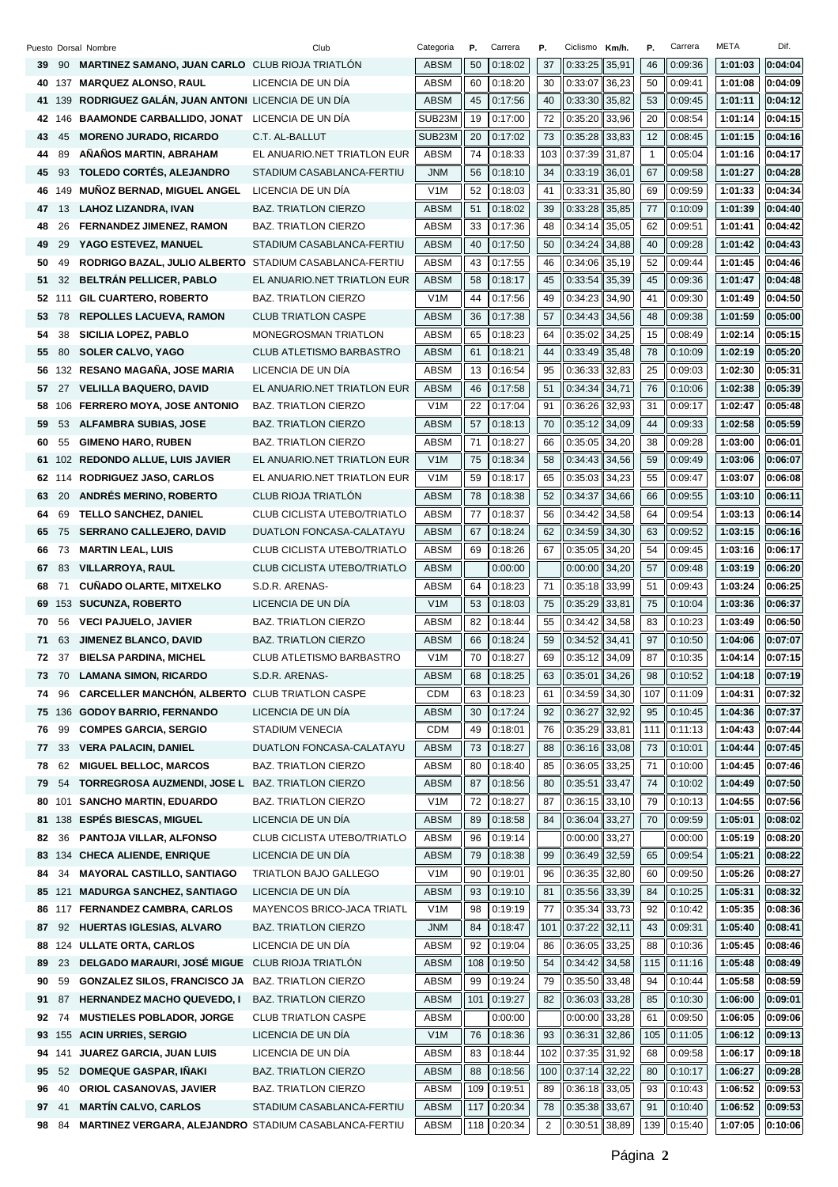| Puesto | Dorsal | Nombre | Club | Categoria | P. | Carrera | P. | Ciclismo | Km/h. | P. | Carrera | META | Dif. |
|---|---|---|---|---|---|---|---|---|---|---|---|---|---|
| 39 | 90 | MARTINEZ SAMANO, JUAN CARLO | CLUB RIOJA TRIATLÓN | ABSM | 50 | 0:18:02 | 37 | 0:33:25 | 35,91 | 46 | 0:09:36 | 1:01:03 | 0:04:04 |
| 40 | 137 | MARQUEZ ALONSO, RAUL | LICENCIA DE UN DÍA | ABSM | 60 | 0:18:20 | 30 | 0:33:07 | 36,23 | 50 | 0:09:41 | 1:01:08 | 0:04:09 |
| 41 | 139 | RODRIGUEZ GALÁN, JUAN ANTONI | LICENCIA DE UN DÍA | ABSM | 45 | 0:17:56 | 40 | 0:33:30 | 35,82 | 53 | 0:09:45 | 1:01:11 | 0:04:12 |
| 42 | 146 | BAAMONDE CARBALLIDO, JONAT | LICENCIA DE UN DÍA | SUB23M | 19 | 0:17:00 | 72 | 0:35:20 | 33,96 | 20 | 0:08:54 | 1:01:14 | 0:04:15 |
| 43 | 45 | MORENO JURADO, RICARDO | C.T. AL-BALLUT | SUB23M | 20 | 0:17:02 | 73 | 0:35:28 | 33,83 | 12 | 0:08:45 | 1:01:15 | 0:04:16 |
| 44 | 89 | AÑAÑOS MARTIN, ABRAHAM | EL ANUARIO.NET TRIATLON EUR | ABSM | 74 | 0:18:33 | 103 | 0:37:39 | 31,87 | 1 | 0:05:04 | 1:01:16 | 0:04:17 |
| 45 | 93 | TOLEDO CORTÉS, ALEJANDRO | STADIUM CASABLANCA-FERTIU | JNM | 56 | 0:18:10 | 34 | 0:33:19 | 36,01 | 67 | 0:09:58 | 1:01:27 | 0:04:28 |
| 46 | 149 | MUÑOZ BERNAD, MIGUEL ANGEL | LICENCIA DE UN DÍA | V1M | 52 | 0:18:03 | 41 | 0:33:31 | 35,80 | 69 | 0:09:59 | 1:01:33 | 0:04:34 |
| 47 | 13 | LAHOZ LIZANDRA, IVAN | BAZ. TRIATLON CIERZO | ABSM | 51 | 0:18:02 | 39 | 0:33:28 | 35,85 | 77 | 0:10:09 | 1:01:39 | 0:04:40 |
| 48 | 26 | FERNANDEZ JIMENEZ, RAMON | BAZ. TRIATLON CIERZO | ABSM | 33 | 0:17:36 | 48 | 0:34:14 | 35,05 | 62 | 0:09:51 | 1:01:41 | 0:04:42 |
| 49 | 29 | YAGO ESTEVEZ, MANUEL | STADIUM CASABLANCA-FERTIU | ABSM | 40 | 0:17:50 | 50 | 0:34:24 | 34,88 | 40 | 0:09:28 | 1:01:42 | 0:04:43 |
| 50 | 49 | RODRIGO BAZAL, JULIO ALBERTO | STADIUM CASABLANCA-FERTIU | ABSM | 43 | 0:17:55 | 46 | 0:34:06 | 35,19 | 52 | 0:09:44 | 1:01:45 | 0:04:46 |
| 51 | 32 | BELTRÁN PELLICER, PABLO | EL ANUARIO.NET TRIATLON EUR | ABSM | 58 | 0:18:17 | 45 | 0:33:54 | 35,39 | 45 | 0:09:36 | 1:01:47 | 0:04:48 |
| 52 | 111 | GIL CUARTERO, ROBERTO | BAZ. TRIATLON CIERZO | V1M | 44 | 0:17:56 | 49 | 0:34:23 | 34,90 | 41 | 0:09:30 | 1:01:49 | 0:04:50 |
| 53 | 78 | REPOLLES LACUEVA, RAMON | CLUB TRIATLON CASPE | ABSM | 36 | 0:17:38 | 57 | 0:34:43 | 34,56 | 48 | 0:09:38 | 1:01:59 | 0:05:00 |
| 54 | 38 | SICILIA LOPEZ, PABLO | MONEGROSMAN TRIATLON | ABSM | 65 | 0:18:23 | 64 | 0:35:02 | 34,25 | 15 | 0:08:49 | 1:02:14 | 0:05:15 |
| 55 | 80 | SOLER CALVO, YAGO | CLUB ATLETISMO BARBASTRO | ABSM | 61 | 0:18:21 | 44 | 0:33:49 | 35,48 | 78 | 0:10:09 | 1:02:19 | 0:05:20 |
| 56 | 132 | RESANO MAGAÑA, JOSE MARIA | LICENCIA DE UN DÍA | ABSM | 13 | 0:16:54 | 95 | 0:36:33 | 32,83 | 25 | 0:09:03 | 1:02:30 | 0:05:31 |
| 57 | 27 | VELILLA BAQUERO, DAVID | EL ANUARIO.NET TRIATLON EUR | ABSM | 46 | 0:17:58 | 51 | 0:34:34 | 34,71 | 76 | 0:10:06 | 1:02:38 | 0:05:39 |
| 58 | 106 | FERRERO MOYA, JOSE ANTONIO | BAZ. TRIATLON CIERZO | V1M | 22 | 0:17:04 | 91 | 0:36:26 | 32,93 | 31 | 0:09:17 | 1:02:47 | 0:05:48 |
| 59 | 53 | ALFAMBRA SUBIAS, JOSE | BAZ. TRIATLON CIERZO | ABSM | 57 | 0:18:13 | 70 | 0:35:12 | 34,09 | 44 | 0:09:33 | 1:02:58 | 0:05:59 |
| 60 | 55 | GIMENO HARO, RUBEN | BAZ. TRIATLON CIERZO | ABSM | 71 | 0:18:27 | 66 | 0:35:05 | 34,20 | 38 | 0:09:28 | 1:03:00 | 0:06:01 |
| 61 | 102 | REDONDO ALLUE, LUIS JAVIER | EL ANUARIO.NET TRIATLON EUR | V1M | 75 | 0:18:34 | 58 | 0:34:43 | 34,56 | 59 | 0:09:49 | 1:03:06 | 0:06:07 |
| 62 | 114 | RODRIGUEZ JASO, CARLOS | EL ANUARIO.NET TRIATLON EUR | V1M | 59 | 0:18:17 | 65 | 0:35:03 | 34,23 | 55 | 0:09:47 | 1:03:07 | 0:06:08 |
| 63 | 20 | ANDRÉS MERINO, ROBERTO | CLUB RIOJA TRIATLÓN | ABSM | 78 | 0:18:38 | 52 | 0:34:37 | 34,66 | 66 | 0:09:55 | 1:03:10 | 0:06:11 |
| 64 | 69 | TELLO SANCHEZ, DANIEL | CLUB CICLISTA UTEBO/TRIATLO | ABSM | 77 | 0:18:37 | 56 | 0:34:42 | 34,58 | 64 | 0:09:54 | 1:03:13 | 0:06:14 |
| 65 | 75 | SERRANO CALLEJERO, DAVID | DUATLON FONCASA-CALATAYU | ABSM | 67 | 0:18:24 | 62 | 0:34:59 | 34,30 | 63 | 0:09:52 | 1:03:15 | 0:06:16 |
| 66 | 73 | MARTIN LEAL, LUIS | CLUB CICLISTA UTEBO/TRIATLO | ABSM | 69 | 0:18:26 | 67 | 0:35:05 | 34,20 | 54 | 0:09:45 | 1:03:16 | 0:06:17 |
| 67 | 83 | VILLARROYA, RAUL | CLUB CICLISTA UTEBO/TRIATLO | ABSM | | 0:00:00 | | 0:00:00 | 34,20 | 57 | 0:09:48 | 1:03:19 | 0:06:20 |
| 68 | 71 | CUÑADO OLARTE, MITXELKO | S.D.R. ARENAS- | ABSM | 64 | 0:18:23 | 71 | 0:35:18 | 33,99 | 51 | 0:09:43 | 1:03:24 | 0:06:25 |
| 69 | 153 | SUCUNZA, ROBERTO | LICENCIA DE UN DÍA | V1M | 53 | 0:18:03 | 75 | 0:35:29 | 33,81 | 75 | 0:10:04 | 1:03:36 | 0:06:37 |
| 70 | 56 | VECI PAJUELO, JAVIER | BAZ. TRIATLON CIERZO | ABSM | 82 | 0:18:44 | 55 | 0:34:42 | 34,58 | 83 | 0:10:23 | 1:03:49 | 0:06:50 |
| 71 | 63 | JIMENEZ BLANCO, DAVID | BAZ. TRIATLON CIERZO | ABSM | 66 | 0:18:24 | 59 | 0:34:52 | 34,41 | 97 | 0:10:50 | 1:04:06 | 0:07:07 |
| 72 | 37 | BIELSA PARDINA, MICHEL | CLUB ATLETISMO BARBASTRO | V1M | 70 | 0:18:27 | 69 | 0:35:12 | 34,09 | 87 | 0:10:35 | 1:04:14 | 0:07:15 |
| 73 | 70 | LAMANA SIMON, RICARDO | S.D.R. ARENAS- | ABSM | 68 | 0:18:25 | 63 | 0:35:01 | 34,26 | 98 | 0:10:52 | 1:04:18 | 0:07:19 |
| 74 | 96 | CARCELLER MANCHÓN, ALBERTO | CLUB TRIATLON CASPE | CDM | 63 | 0:18:23 | 61 | 0:34:59 | 34,30 | 107 | 0:11:09 | 1:04:31 | 0:07:32 |
| 75 | 136 | GODOY BARRIO, FERNANDO | LICENCIA DE UN DÍA | ABSM | 30 | 0:17:24 | 92 | 0:36:27 | 32,92 | 95 | 0:10:45 | 1:04:36 | 0:07:37 |
| 76 | 99 | COMPES GARCIA, SERGIO | STADIUM VENECIA | CDM | 49 | 0:18:01 | 76 | 0:35:29 | 33,81 | 111 | 0:11:13 | 1:04:43 | 0:07:44 |
| 77 | 33 | VERA PALACIN, DANIEL | DUATLON FONCASA-CALATAYU | ABSM | 73 | 0:18:27 | 88 | 0:36:16 | 33,08 | 73 | 0:10:01 | 1:04:44 | 0:07:45 |
| 78 | 62 | MIGUEL BELLOC, MARCOS | BAZ. TRIATLON CIERZO | ABSM | 80 | 0:18:40 | 85 | 0:36:05 | 33,25 | 71 | 0:10:00 | 1:04:45 | 0:07:46 |
| 79 | 54 | TORREGROSA AUZMENDI, JOSE L | BAZ. TRIATLON CIERZO | ABSM | 87 | 0:18:56 | 80 | 0:35:51 | 33,47 | 74 | 0:10:02 | 1:04:49 | 0:07:50 |
| 80 | 101 | SANCHO MARTIN, EDUARDO | BAZ. TRIATLON CIERZO | V1M | 72 | 0:18:27 | 87 | 0:36:15 | 33,10 | 79 | 0:10:13 | 1:04:55 | 0:07:56 |
| 81 | 138 | ESPÉS BIESCAS, MIGUEL | LICENCIA DE UN DÍA | ABSM | 89 | 0:18:58 | 84 | 0:36:04 | 33,27 | 70 | 0:09:59 | 1:05:01 | 0:08:02 |
| 82 | 36 | PANTOJA VILLAR, ALFONSO | CLUB CICLISTA UTEBO/TRIATLO | ABSM | 96 | 0:19:14 | | 0:00:00 | 33,27 | | 0:00:00 | 1:05:19 | 0:08:20 |
| 83 | 134 | CHECA ALIENDE, ENRIQUE | LICENCIA DE UN DÍA | ABSM | 79 | 0:18:38 | 99 | 0:36:49 | 32,59 | 65 | 0:09:54 | 1:05:21 | 0:08:22 |
| 84 | 34 | MAYORAL CASTILLO, SANTIAGO | TRIATLON BAJO GALLEGO | V1M | 90 | 0:19:01 | 96 | 0:36:35 | 32,80 | 60 | 0:09:50 | 1:05:26 | 0:08:27 |
| 85 | 121 | MADURGA SANCHEZ, SANTIAGO | LICENCIA DE UN DÍA | ABSM | 93 | 0:19:10 | 81 | 0:35:56 | 33,39 | 84 | 0:10:25 | 1:05:31 | 0:08:32 |
| 86 | 117 | FERNANDEZ CAMBRA, CARLOS | MAYENCOS BRICO-JACA TRIATL | V1M | 98 | 0:19:19 | 77 | 0:35:34 | 33,73 | 92 | 0:10:42 | 1:05:35 | 0:08:36 |
| 87 | 92 | HUERTAS IGLESIAS, ALVARO | BAZ. TRIATLON CIERZO | JNM | 84 | 0:18:47 | 101 | 0:37:22 | 32,11 | 43 | 0:09:31 | 1:05:40 | 0:08:41 |
| 88 | 124 | ULLATE ORTA, CARLOS | LICENCIA DE UN DÍA | ABSM | 92 | 0:19:04 | 86 | 0:36:05 | 33,25 | 88 | 0:10:36 | 1:05:45 | 0:08:46 |
| 89 | 23 | DELGADO MARAURI, JOSÉ MIGUE | CLUB RIOJA TRIATLÓN | ABSM | 108 | 0:19:50 | 54 | 0:34:42 | 34,58 | 115 | 0:11:16 | 1:05:48 | 0:08:49 |
| 90 | 59 | GONZALEZ SILOS, FRANCISCO JA | BAZ. TRIATLON CIERZO | ABSM | 99 | 0:19:24 | 79 | 0:35:50 | 33,48 | 94 | 0:10:44 | 1:05:58 | 0:08:59 |
| 91 | 87 | HERNANDEZ MACHO QUEVEDO, I | BAZ. TRIATLON CIERZO | ABSM | 101 | 0:19:27 | 82 | 0:36:03 | 33,28 | 85 | 0:10:30 | 1:06:00 | 0:09:01 |
| 92 | 74 | MUSTIELES POBLADOR, JORGE | CLUB TRIATLON CASPE | ABSM | | 0:00:00 | | 0:00:00 | 33,28 | 61 | 0:09:50 | 1:06:05 | 0:09:06 |
| 93 | 155 | ACIN URRIES, SERGIO | LICENCIA DE UN DÍA | V1M | 76 | 0:18:36 | 93 | 0:36:31 | 32,86 | 105 | 0:11:05 | 1:06:12 | 0:09:13 |
| 94 | 141 | JUAREZ GARCIA, JUAN LUIS | LICENCIA DE UN DÍA | ABSM | 83 | 0:18:44 | 102 | 0:37:35 | 31,92 | 68 | 0:09:58 | 1:06:17 | 0:09:18 |
| 95 | 52 | DOMEQUE GASPAR, IÑAKI | BAZ. TRIATLON CIERZO | ABSM | 88 | 0:18:56 | 100 | 0:37:14 | 32,22 | 80 | 0:10:17 | 1:06:27 | 0:09:28 |
| 96 | 40 | ORIOL CASANOVAS, JAVIER | BAZ. TRIATLON CIERZO | ABSM | 109 | 0:19:51 | 89 | 0:36:18 | 33,05 | 93 | 0:10:43 | 1:06:52 | 0:09:53 |
| 97 | 41 | MARTÍN CALVO, CARLOS | STADIUM CASABLANCA-FERTIU | ABSM | 117 | 0:20:34 | 78 | 0:35:38 | 33,67 | 91 | 0:10:40 | 1:06:52 | 0:09:53 |
| 98 | 84 | MARTINEZ VERGARA, ALEJANDRO | STADIUM CASABLANCA-FERTIU | ABSM | 118 | 0:20:34 | 2 | 0:30:51 | 38,89 | 139 | 0:15:40 | 1:07:05 | 0:10:06 |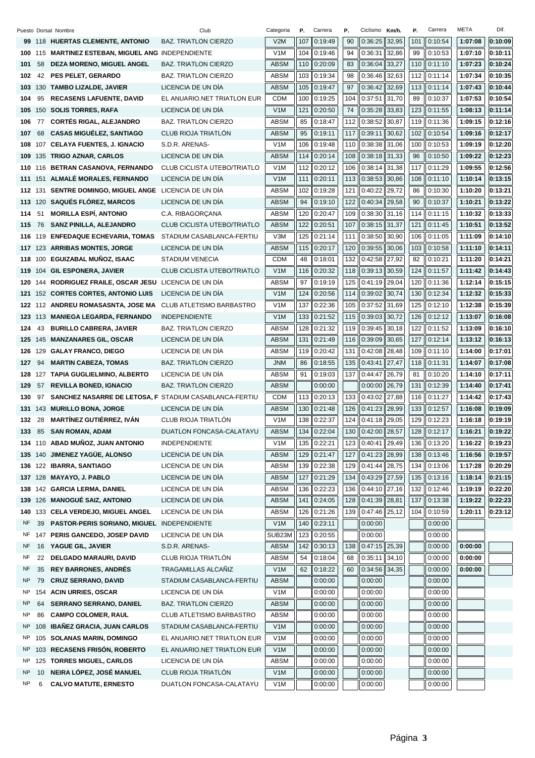| Puesto | Dorsal | Nombre | Club | Categoria | P. | Carrera | P. | Ciclismo | Km/h. | P. | Carrera | META | Dif. |
|---|---|---|---|---|---|---|---|---|---|---|---|---|---|
| 99 | 118 | HUERTAS CLEMENTE, ANTONIO | BAZ. TRIATLON CIERZO | V2M | 107 | 0:19:49 | 90 | 0:36:25 | 32,95 | 101 | 0:10:54 | 1:07:08 | 0:10:09 |
| 100 | 115 | MARTINEZ ESTEBAN, MIGUEL ANG | INDEPENDIENTE | V1M | 104 | 0:19:46 | 94 | 0:36:31 | 32,86 | 99 | 0:10:53 | 1:07:10 | 0:10:11 |
| 101 | 58 | DEZA MORENO, MIGUEL ANGEL | BAZ. TRIATLON CIERZO | ABSM | 110 | 0:20:09 | 83 | 0:36:04 | 33,27 | 110 | 0:11:10 | 1:07:23 | 0:10:24 |
| 102 | 42 | PES PELET, GERARDO | BAZ. TRIATLON CIERZO | ABSM | 103 | 0:19:34 | 98 | 0:36:46 | 32,63 | 112 | 0:11:14 | 1:07:34 | 0:10:35 |
| 103 | 130 | TAMBO LIZALDE, JAVIER | LICENCIA DE UN DÍA | ABSM | 105 | 0:19:47 | 97 | 0:36:42 | 32,69 | 113 | 0:11:14 | 1:07:43 | 0:10:44 |
| 104 | 95 | RECASENS LAFUENTE, DAVID | EL ANUARIO.NET TRIATLON EUR | CDM | 100 | 0:19:25 | 104 | 0:37:51 | 31,70 | 89 | 0:10:37 | 1:07:53 | 0:10:54 |
| 105 | 150 | SOLIS TORRES, RAFA | LICENCIA DE UN DÍA | V1M | 121 | 0:20:50 | 74 | 0:35:28 | 33,83 | 123 | 0:11:55 | 1:08:13 | 0:11:14 |
| 106 | 77 | CORTÉS RIGAL, ALEJANDRO | BAZ. TRIATLON CIERZO | ABSM | 85 | 0:18:47 | 112 | 0:38:52 | 30,87 | 119 | 0:11:36 | 1:09:15 | 0:12:16 |
| 107 | 68 | CASAS MIGUÉLEZ, SANTIAGO | CLUB RIOJA TRIATLÓN | ABSM | 95 | 0:19:11 | 117 | 0:39:11 | 30,62 | 102 | 0:10:54 | 1:09:16 | 0:12:17 |
| 108 | 107 | CELAYA FUENTES, J. IGNACIO | S.D.R. ARENAS- | V1M | 106 | 0:19:48 | 110 | 0:38:38 | 31,06 | 100 | 0:10:53 | 1:09:19 | 0:12:20 |
| 109 | 135 | TRIGO AZNAR, CARLOS | LICENCIA DE UN DÍA | ABSM | 114 | 0:20:14 | 108 | 0:38:18 | 31,33 | 96 | 0:10:50 | 1:09:22 | 0:12:23 |
| 110 | 116 | BETRAN CASANOVA, FERNANDO | CLUB CICLISTA UTEBO/TRIATLO | V1M | 112 | 0:20:12 | 106 | 0:38:14 | 31,38 | 117 | 0:11:29 | 1:09:55 | 0:12:56 |
| 111 | 151 | ALMALÉ MORALES, FERNANDO | LICENCIA DE UN DÍA | V1M | 111 | 0:20:11 | 113 | 0:38:53 | 30,86 | 108 | 0:11:10 | 1:10:14 | 0:13:15 |
| 112 | 131 | SENTRE DOMINGO, MIGUEL ANGE | LICENCIA DE UN DÍA | ABSM | 102 | 0:19:28 | 121 | 0:40:22 | 29,72 | 86 | 0:10:30 | 1:10:20 | 0:13:21 |
| 113 | 120 | SAQUÉS FLÓREZ, MARCOS | LICENCIA DE UN DÍA | ABSM | 94 | 0:19:10 | 122 | 0:40:34 | 29,58 | 90 | 0:10:37 | 1:10:21 | 0:13:22 |
| 114 | 51 | MORILLA ESPÍ, ANTONIO | C.A. RIBAGORÇANA | ABSM | 120 | 0:20:47 | 109 | 0:38:30 | 31,16 | 114 | 0:11:15 | 1:10:32 | 0:13:33 |
| 115 | 76 | SANZ PINILLA, ALEJANDRO | CLUB CICLISTA UTEBO/TRIATLO | ABSM | 122 | 0:20:51 | 107 | 0:38:15 | 31,37 | 121 | 0:11:45 | 1:10:51 | 0:13:52 |
| 116 | 119 | ENFEDAQUE ECHEVARIA, TOMAS | STADIUM CASABLANCA-FERTIU | V3M | 125 | 0:21:14 | 111 | 0:38:50 | 30,90 | 106 | 0:11:05 | 1:11:09 | 0:14:10 |
| 117 | 123 | ARRIBAS MONTES, JORGE | LICENCIA DE UN DÍA | ABSM | 115 | 0:20:17 | 120 | 0:39:55 | 30,06 | 103 | 0:10:58 | 1:11:10 | 0:14:11 |
| 118 | 100 | EGUIZABAL MUÑOZ, ISAAC | STADIUM VENECIA | CDM | 48 | 0:18:01 | 132 | 0:42:58 | 27,92 | 82 | 0:10:21 | 1:11:20 | 0:14:21 |
| 119 | 104 | GIL ESPONERA, JAVIER | CLUB CICLISTA UTEBO/TRIATLO | V1M | 116 | 0:20:32 | 118 | 0:39:13 | 30,59 | 124 | 0:11:57 | 1:11:42 | 0:14:43 |
| 120 | 144 | RODRIGUEZ FRAILE, OSCAR JESU | LICENCIA DE UN DÍA | ABSM | 97 | 0:19:19 | 125 | 0:41:19 | 29,04 | 120 | 0:11:36 | 1:12:14 | 0:15:15 |
| 121 | 152 | CORTES CORTES, ANTONIO LUIS | LICENCIA DE UN DÍA | V1M | 124 | 0:20:56 | 114 | 0:39:02 | 30,74 | 130 | 0:12:34 | 1:12:32 | 0:15:33 |
| 122 | 112 | ANDREU ROMASASNTA, JOSE MA | CLUB ATLETISMO BARBASTRO | V1M | 137 | 0:22:36 | 105 | 0:37:52 | 31,69 | 125 | 0:12:10 | 1:12:38 | 0:15:39 |
| 123 | 113 | MANIEGA LEGARDA, FERNANDO | INDEPENDIENTE | V1M | 133 | 0:21:52 | 115 | 0:39:03 | 30,72 | 126 | 0:12:12 | 1:13:07 | 0:16:08 |
| 124 | 43 | BURILLO CABRERA, JAVIER | BAZ. TRIATLON CIERZO | ABSM | 128 | 0:21:32 | 119 | 0:39:45 | 30,18 | 122 | 0:11:52 | 1:13:09 | 0:16:10 |
| 125 | 145 | MANZANARES GIL, OSCAR | LICENCIA DE UN DÍA | ABSM | 131 | 0:21:49 | 116 | 0:39:09 | 30,65 | 127 | 0:12:14 | 1:13:12 | 0:16:13 |
| 126 | 129 | GALAY FRANCO, DIEGO | LICENCIA DE UN DÍA | ABSM | 119 | 0:20:42 | 131 | 0:42:08 | 28,48 | 109 | 0:11:10 | 1:14:00 | 0:17:01 |
| 127 | 94 | MARTIN CABEZA, TOMAS | BAZ. TRIATLON CIERZO | JNM | 86 | 0:18:55 | 135 | 0:43:41 | 27,47 | 118 | 0:11:31 | 1:14:07 | 0:17:08 |
| 128 | 127 | TAPIA GUGLIELMINO, ALBERTO | LICENCIA DE UN DÍA | ABSM | 91 | 0:19:03 | 137 | 0:44:47 | 26,79 | 81 | 0:10:20 | 1:14:10 | 0:17:11 |
| 129 | 57 | REVILLA BONED, IGNACIO | BAZ. TRIATLON CIERZO | ABSM | | 0:00:00 | | 0:00:00 | 26,79 | 131 | 0:12:39 | 1:14:40 | 0:17:41 |
| 130 | 97 | SANCHEZ NASARRE DE LETOSA, F | STADIUM CASABLANCA-FERTIU | CDM | 113 | 0:20:13 | 133 | 0:43:02 | 27,88 | 116 | 0:11:27 | 1:14:42 | 0:17:43 |
| 131 | 143 | MURILLO BONA, JORGE | LICENCIA DE UN DÍA | ABSM | 130 | 0:21:48 | 126 | 0:41:23 | 28,99 | 133 | 0:12:57 | 1:16:08 | 0:19:09 |
| 132 | 28 | MARTÍNEZ GUTIÉRREZ, IVÁN | CLUB RIOJA TRIATLÓN | V1M | 138 | 0:22:37 | 124 | 0:41:18 | 29,05 | 129 | 0:12:23 | 1:16:18 | 0:19:19 |
| 133 | 85 | SAN ROMAN, ADAM | DUATLON FONCASA-CALATAYU | ABSM | 134 | 0:22:04 | 130 | 0:42:00 | 28,57 | 128 | 0:12:17 | 1:16:21 | 0:19:22 |
| 134 | 110 | ABAD MUÑOZ, JUAN ANTONIO | INDEPENDIENTE | V1M | 135 | 0:22:21 | 123 | 0:40:41 | 29,49 | 136 | 0:13:20 | 1:16:22 | 0:19:23 |
| 135 | 140 | JIMENEZ YAGÜE, ALONSO | LICENCIA DE UN DÍA | ABSM | 129 | 0:21:47 | 127 | 0:41:23 | 28,99 | 138 | 0:13:46 | 1:16:56 | 0:19:57 |
| 136 | 122 | IBARRA, SANTIAGO | LICENCIA DE UN DÍA | ABSM | 139 | 0:22:38 | 129 | 0:41:44 | 28,75 | 134 | 0:13:06 | 1:17:28 | 0:20:29 |
| 137 | 128 | MAYAYO, J. PABLO | LICENCIA DE UN DÍA | ABSM | 127 | 0:21:29 | 134 | 0:43:29 | 27,59 | 135 | 0:13:16 | 1:18:14 | 0:21:15 |
| 138 | 142 | GARCIA LERMA, DANIEL | LICENCIA DE UN DÍA | ABSM | 136 | 0:22:23 | 136 | 0:44:10 | 27,16 | 132 | 0:12:46 | 1:19:19 | 0:22:20 |
| 139 | 126 | MANOGUÉ SAIZ, ANTONIO | LICENCIA DE UN DÍA | ABSM | 141 | 0:24:05 | 128 | 0:41:39 | 28,81 | 137 | 0:13:38 | 1:19:22 | 0:22:23 |
| 140 | 133 | CELA VERDEJO, MIGUEL ANGEL | LICENCIA DE UN DÍA | ABSM | 126 | 0:21:26 | 139 | 0:47:46 | 25,12 | 104 | 0:10:59 | 1:20:11 | 0:23:12 |
| NF | 39 | PASTOR-PERIS SORIANO, MIGUEL | INDEPENDIENTE | V1M | 140 | 0:23:11 | | 0:00:00 | | | 0:00:00 | | |
| NF | 147 | PERIS GANCEDO, JOSEP DAVID | LICENCIA DE UN DÍA | SUB23M | 123 | 0:20:55 | | 0:00:00 | | | 0:00:00 | | |
| NF | 16 | YAGUE GIL, JAVIER | S.D.R. ARENAS- | ABSM | 142 | 0:30:13 | 138 | 0:47:15 | 25,39 | | 0:00:00 | 0:00:00 | |
| NF | 22 | DELGADO MARAURI, DAVID | CLUB RIOJA TRIATLÓN | ABSM | 54 | 0:18:04 | 68 | 0:35:11 | 34,10 | | 0:00:00 | 0:00:00 | |
| NF | 35 | REY BARRONES, ANDRÉS | TRAGAMILLAS ALCAÑIZ | V1M | 62 | 0:18:22 | 60 | 0:34:56 | 34,35 | | 0:00:00 | 0:00:00 | |
| NP | 79 | CRUZ SERRANO, DAVID | STADIUM CASABLANCA-FERTIU | ABSM | | 0:00:00 | | 0:00:00 | | | 0:00:00 | | |
| NP | 154 | ACIN URRIES, OSCAR | LICENCIA DE UN DÍA | V1M | | 0:00:00 | | 0:00:00 | | | 0:00:00 | | |
| NP | 64 | SERRANO SERRANO, DANIEL | BAZ. TRIATLON CIERZO | ABSM | | 0:00:00 | | 0:00:00 | | | 0:00:00 | | |
| NP | 86 | CAMPO COLOMER, RAUL | CLUB ATLETISMO BARBASTRO | ABSM | | 0:00:00 | | 0:00:00 | | | 0:00:00 | | |
| NP | 108 | IBAÑEZ GRACIA, JUAN CARLOS | STADIUM CASABLANCA-FERTIU | V1M | | 0:00:00 | | 0:00:00 | | | 0:00:00 | | |
| NP | 105 | SOLANAS MARIN, DOMINGO | EL ANUARIO.NET TRIATLON EUR | V1M | | 0:00:00 | | 0:00:00 | | | 0:00:00 | | |
| NP | 103 | RECASENS FRISÓN, ROBERTO | EL ANUARIO.NET TRIATLON EUR | V1M | | 0:00:00 | | 0:00:00 | | | 0:00:00 | | |
| NP | 125 | TORRES MIGUEL, CARLOS | LICENCIA DE UN DÍA | ABSM | | 0:00:00 | | 0:00:00 | | | 0:00:00 | | |
| NP | 10 | NEIRA LÓPEZ, JOSÉ MANUEL | CLUB RIOJA TRIATLÓN | V1M | | 0:00:00 | | 0:00:00 | | | 0:00:00 | | |
| NP | 6 | CALVO MATUTE, ERNESTO | DUATLON FONCASA-CALATAYU | V1M | | 0:00:00 | | 0:00:00 | | | 0:00:00 | | |